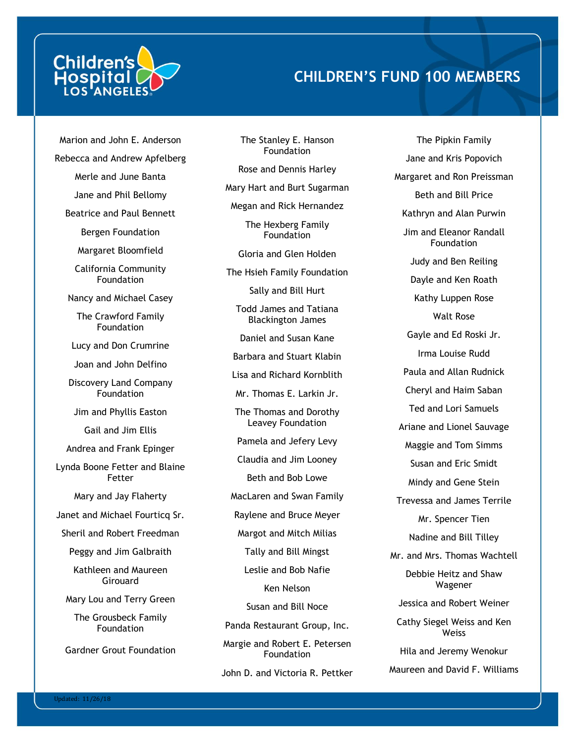Children's Hospital LOS ANGELES

# CHILDREN'S FUND 100 MEMBERS

Marion and John E. Anderson

Rebecca and Andrew Apfelberg

Merle and June Banta

Jane and Phil Bellomy

Beatrice and Paul Bennett

Bergen Foundation

Margaret Bloomfield

California Community Foundation

Nancy and Michael Casey

The Crawford Family Foundation

Lucy and Don Crumrine

Joan and John Delfino

Discovery Land Company Foundation

Jim and Phyllis Easton

Gail and Jim Ellis

Andrea and Frank Epinger

Lynda Boone Fetter and Blaine Fetter

Mary and Jay Flaherty

Janet and Michael Fourticq Sr.

Sheril and Robert Freedman

Peggy and Jim Galbraith

Kathleen and Maureen Girouard

Mary Lou and Terry Green

The Grousbeck Family Foundation

Gardner Grout Foundation

The Stanley E. Hanson Foundation

Rose and Dennis Harley

Mary Hart and Burt Sugarman

Megan and Rick Hernandez

The Hexberg Family Foundation

Gloria and Glen Holden

The Hsieh Family Foundation

Sally and Bill Hurt

Todd James and Tatiana Blackington James

Daniel and Susan Kane

Barbara and Stuart Klabin

Lisa and Richard Kornblith

Mr. Thomas E. Larkin Jr.

The Thomas and Dorothy Leavey Foundation

Pamela and Jefery Levy

Claudia and Jim Looney

Beth and Bob Lowe

MacLaren and Swan Family

Raylene and Bruce Meyer

Margot and Mitch Milias

Tally and Bill Mingst

Leslie and Bob Nafie

Ken Nelson

Susan and Bill Noce

Panda Restaurant Group, Inc.

Margie and Robert E. Petersen Foundation

John D. and Victoria R. Pettker

The Pipkin Family

Jane and Kris Popovich

Margaret and Ron Preissman

Beth and Bill Price

Kathryn and Alan Purwin

Jim and Eleanor Randall Foundation

Judy and Ben Reiling

Dayle and Ken Roath

Kathy Luppen Rose

Walt Rose

Gayle and Ed Roski Jr.

Irma Louise Rudd

Paula and Allan Rudnick

Cheryl and Haim Saban

Ted and Lori Samuels

Ariane and Lionel Sauvage

Maggie and Tom Simms

Susan and Eric Smidt

Mindy and Gene Stein

Trevessa and James Terrile

Mr. Spencer Tien

Nadine and Bill Tilley

Mr. and Mrs. Thomas Wachtell

Debbie Heitz and Shaw Wagener

Jessica and Robert Weiner

Cathy Siegel Weiss and Ken Weiss

Hila and Jeremy Wenokur

Maureen and David F. Williams

Updated: 11/26/18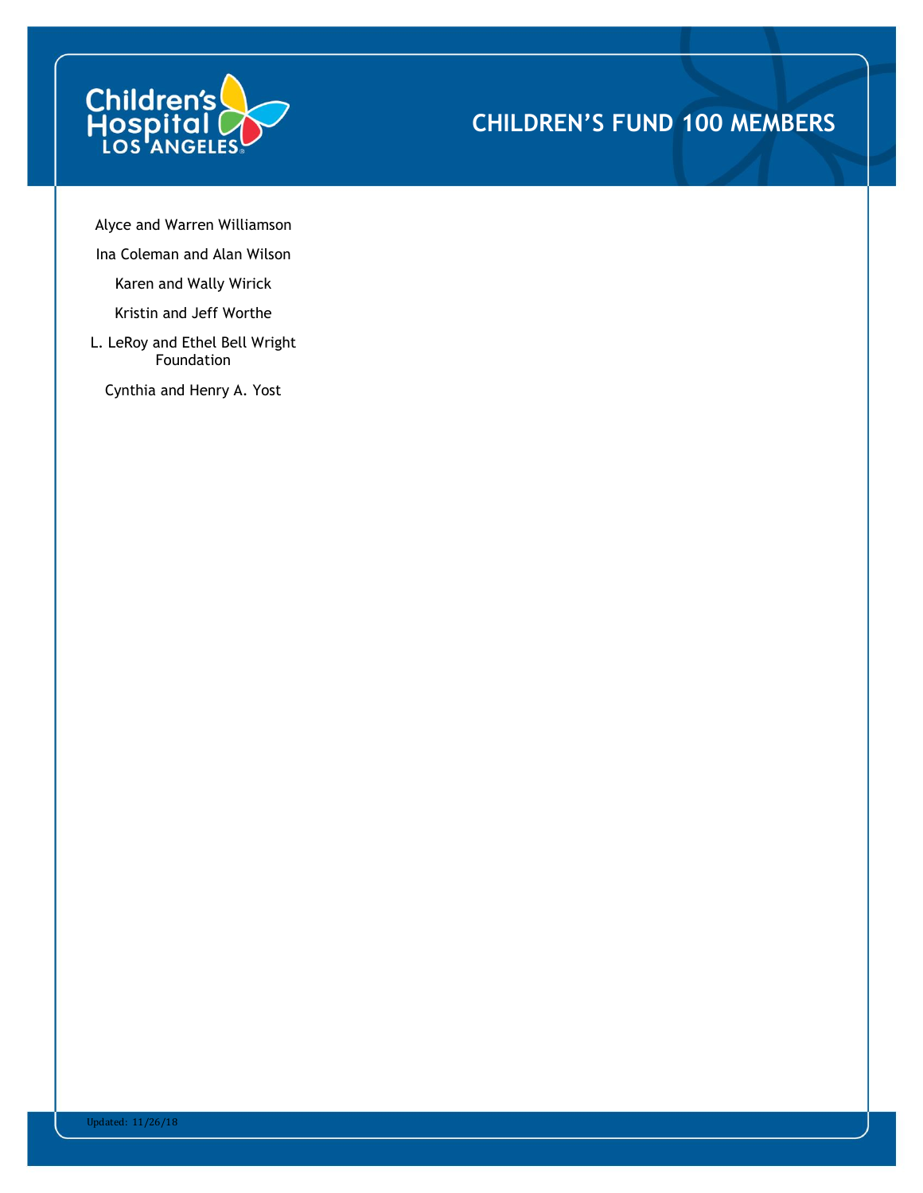# CHILDREN'S FUND 100 MEMBERS

Alyce and Warren Williamson

Ina Coleman and Alan Wilson

Karen and Wally Wirick

Kristin and Jeff Worthe

L. LeRoy and Ethel Bell Wright Foundation

Cynthia and Henry A. Yost

Updated: 11/26/18